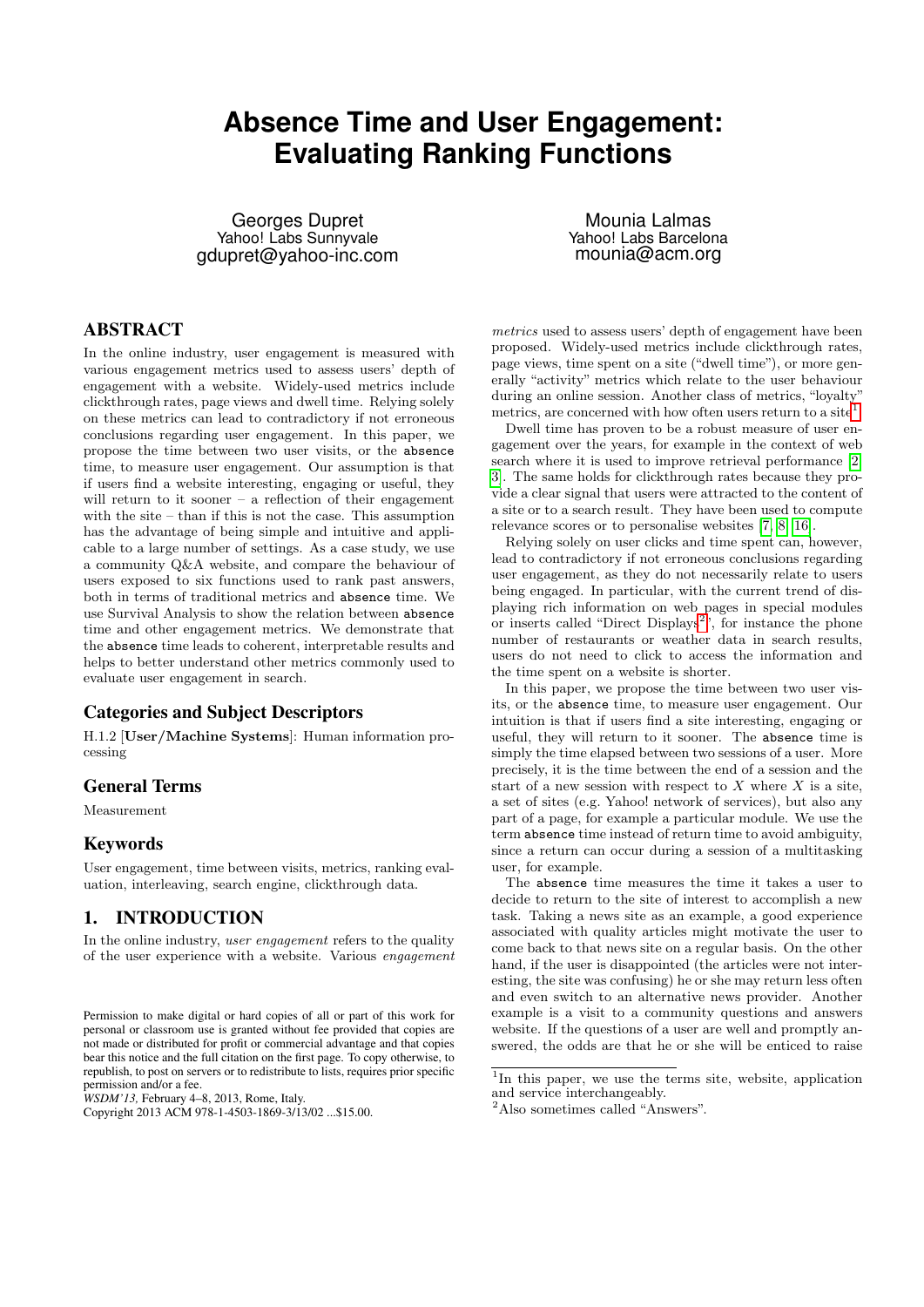# Absence Time and User Engagement: Evaluating Ranking Functions

Georges Dupret
Yahoo! Labs Sunnyvale
gdupret@yahoo-inc.com

Mounia Lalmas
Yahoo! Labs Barcelona
mounia@acm.org

## ABSTRACT

In the online industry, user engagement is measured with various engagement metrics used to assess users' depth of engagement with a website. Widely-used metrics include clickthrough rates, page views and dwell time. Relying solely on these metrics can lead to contradictory if not erroneous conclusions regarding user engagement. In this paper, we propose the time between two user visits, or the `absence` time, to measure user engagement. Our assumption is that if users find a website interesting, engaging or useful, they will return to it sooner – a reflection of their engagement with the site – than if this is not the case. This assumption has the advantage of being simple and intuitive and applicable to a large number of settings. As a case study, we use a community Q&A website, and compare the behaviour of users exposed to six functions used to rank past answers, both in terms of traditional metrics and `absence` time. We use Survival Analysis to show the relation between `absence` time and other engagement metrics. We demonstrate that the `absence` time leads to coherent, interpretable results and helps to better understand other metrics commonly used to evaluate user engagement in search.

## Categories and Subject Descriptors

H.1.2 [**User/Machine Systems**]: Human information processing

## General Terms

Measurement

## Keywords

User engagement, time between visits, metrics, ranking evaluation, interleaving, search engine, clickthrough data.

## 1. INTRODUCTION

In the online industry, *user engagement* refers to the quality of the user experience with a website. Various *engagement metrics* used to assess users' depth of engagement have been proposed. Widely-used metrics include clickthrough rates, page views, time spent on a site ("dwell time"), or more generally "activity" metrics which relate to the user behaviour during an online session. Another class of metrics, "loyalty" metrics, are concerned with how often users return to a site[1].

Dwell time has proven to be a robust measure of user engagement over the years, for example in the context of web search where it is used to improve retrieval performance [2, 3]. The same holds for clickthrough rates because they provide a clear signal that users were attracted to the content of a site or to a search result. They have been used to compute relevance scores or to personalise websites [7, 8, 16].

Relying solely on user clicks and time spent can, however, lead to contradictory if not erroneous conclusions regarding user engagement, as they do not necessarily relate to users being engaged. In particular, with the current trend of displaying rich information on web pages in special modules or inserts called "Direct Displays[2]", for instance the phone number of restaurants or weather data in search results, users do not need to click to access the information and the time spent on a website is shorter.

In this paper, we propose the time between two user visits, or the `absence` time, to measure user engagement. Our intuition is that if users find a site interesting, engaging or useful, they will return to it sooner. The `absence` time is simply the time elapsed between two sessions of a user. More precisely, it is the time between the end of a session and the start of a new session with respect to $X$ where $X$ is a site, a set of sites (e.g. Yahoo! network of services), but also any part of a page, for example a particular module. We use the term `absence` time instead of return time to avoid ambiguity, since a return can occur during a session of a multitasking user, for example.

The `absence` time measures the time it takes a user to decide to return to the site of interest to accomplish a new task. Taking a news site as an example, a good experience associated with quality articles might motivate the user to come back to that news site on a regular basis. On the other hand, if the user is disappointed (the articles were not interesting, the site was confusing) he or she may return less often and even switch to an alternative news provider. Another example is a visit to a community questions and answers website. If the questions of a user are well and promptly answered, the odds are that he or she will be enticed to raise

Permission to make digital or hard copies of all or part of this work for personal or classroom use is granted without fee provided that copies are not made or distributed for profit or commercial advantage and that copies bear this notice and the full citation on the first page. To copy otherwise, to republish, to post on servers or to redistribute to lists, requires prior specific permission and/or a fee.
*WSDM'13,* February 4–8, 2013, Rome, Italy.
Copyright 2013 ACM 978-1-4503-1869-3/13/02 ...$15.00.

[1] In this paper, we use the terms site, website, application and service interchangeably.

[2] Also sometimes called "Answers".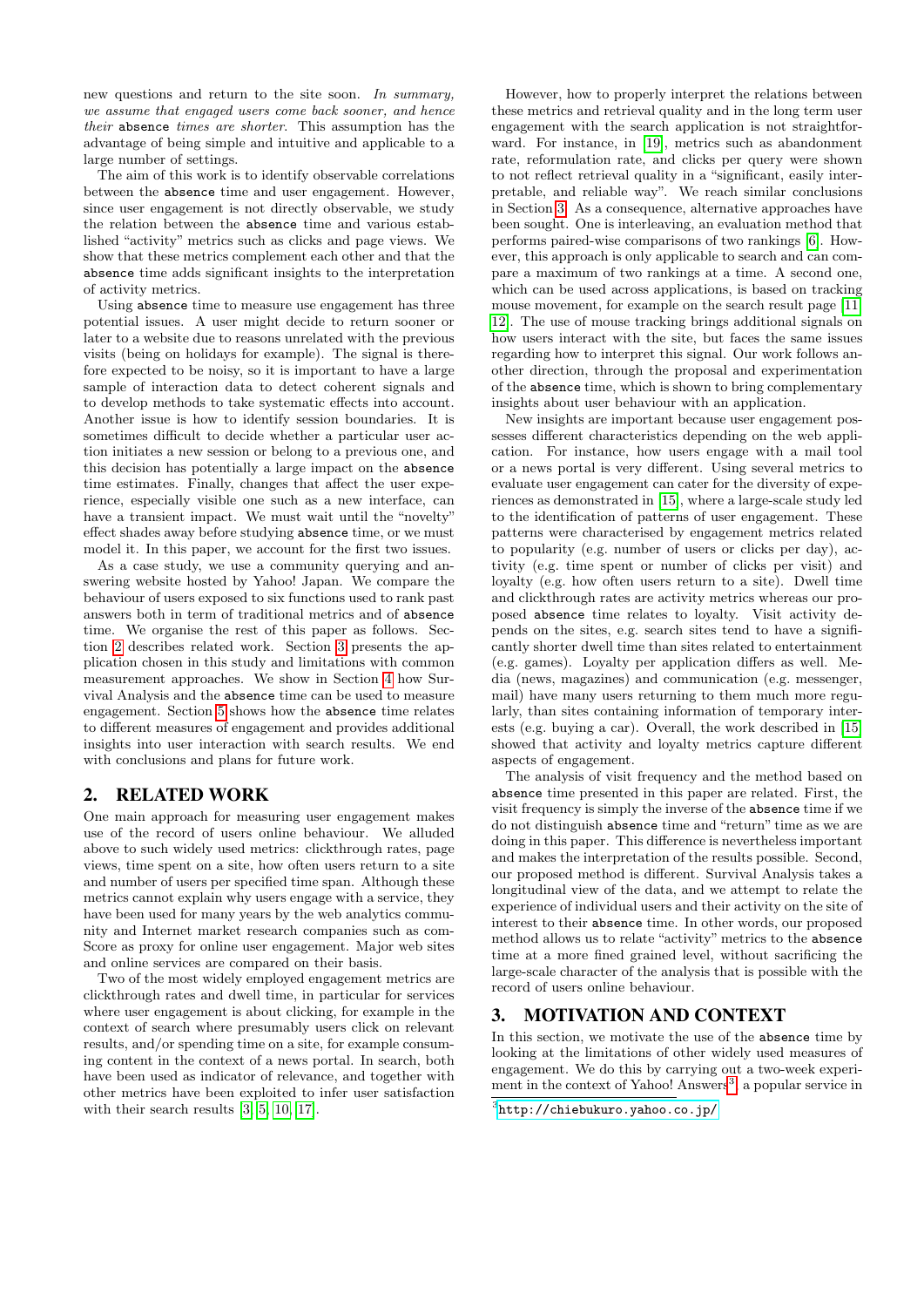new questions and return to the site soon. *In summary, we assume that engaged users come back sooner, and hence their* `absence` *times are shorter*. This assumption has the advantage of being simple and intuitive and applicable to a large number of settings.

The aim of this work is to identify observable correlations between the `absence` time and user engagement. However, since user engagement is not directly observable, we study the relation between the `absence` time and various established "activity" metrics such as clicks and page views. We show that these metrics complement each other and that the `absence` time adds significant insights to the interpretation of activity metrics.

Using `absence` time to measure use engagement has three potential issues. A user might decide to return sooner or later to a website due to reasons unrelated with the previous visits (being on holidays for example). The signal is therefore expected to be noisy, so it is important to have a large sample of interaction data to detect coherent signals and to develop methods to take systematic effects into account. Another issue is how to identify session boundaries. It is sometimes difficult to decide whether a particular user action initiates a new session or belong to a previous one, and this decision has potentially a large impact on the `absence` time estimates. Finally, changes that affect the user experience, especially visible one such as a new interface, can have a transient impact. We must wait until the "novelty" effect shades away before studying `absence` time, or we must model it. In this paper, we account for the first two issues.

As a case study, we use a community querying and answering website hosted by Yahoo! Japan. We compare the behaviour of users exposed to six functions used to rank past answers both in term of traditional metrics and of `absence` time. We organise the rest of this paper as follows. Section 2 describes related work. Section 3 presents the application chosen in this study and limitations with common measurement approaches. We show in Section 4 how Survival Analysis and the `absence` time can be used to measure engagement. Section 5 shows how the `absence` time relates to different measures of engagement and provides additional insights into user interaction with search results. We end with conclusions and plans for future work.

## 2. RELATED WORK

One main approach for measuring user engagement makes use of the record of users online behaviour. We alluded above to such widely used metrics: clickthrough rates, page views, time spent on a site, how often users return to a site and number of users per specified time span. Although these metrics cannot explain why users engage with a service, they have been used for many years by the web analytics community and Internet market research companies such as comScore as proxy for online user engagement. Major web sites and online services are compared on their basis.

Two of the most widely employed engagement metrics are clickthrough rates and dwell time, in particular for services where user engagement is about clicking, for example in the context of search where presumably users click on relevant results, and/or spending time on a site, for example consuming content in the context of a news portal. In search, both have been used as indicator of relevance, and together with other metrics have been exploited to infer user satisfaction with their search results [3, 5, 10, 17].

However, how to properly interpret the relations between these metrics and retrieval quality and in the long term user engagement with the search application is not straightforward. For instance, in [19], metrics such as abandonment rate, reformulation rate, and clicks per query were shown to not reflect retrieval quality in a "significant, easily interpretable, and reliable way". We reach similar conclusions in Section 3. As a consequence, alternative approaches have been sought. One is interleaving, an evaluation method that performs paired-wise comparisons of two rankings [6]. However, this approach is only applicable to search and can compare a maximum of two rankings at a time. A second one, which can be used across applications, is based on tracking mouse movement, for example on the search result page [11, 12]. The use of mouse tracking brings additional signals on how users interact with the site, but faces the same issues regarding how to interpret this signal. Our work follows another direction, through the proposal and experimentation of the `absence` time, which is shown to bring complementary insights about user behaviour with an application.

New insights are important because user engagement possesses different characteristics depending on the web application. For instance, how users engage with a mail tool or a news portal is very different. Using several metrics to evaluate user engagement can cater for the diversity of experiences as demonstrated in [15], where a large-scale study led to the identification of patterns of user engagement. These patterns were characterised by engagement metrics related to popularity (e.g. number of users or clicks per day), activity (e.g. time spent or number of clicks per visit) and loyalty (e.g. how often users return to a site). Dwell time and clickthrough rates are activity metrics whereas our proposed `absence` time relates to loyalty. Visit activity depends on the sites, e.g. search sites tend to have a significantly shorter dwell time than sites related to entertainment (e.g. games). Loyalty per application differs as well. Media (news, magazines) and communication (e.g. messenger, mail) have many users returning to them much more regularly, than sites containing information of temporary interests (e.g. buying a car). Overall, the work described in [15] showed that activity and loyalty metrics capture different aspects of engagement.

The analysis of visit frequency and the method based on `absence` time presented in this paper are related. First, the visit frequency is simply the inverse of the `absence` time if we do not distinguish `absence` time and "return" time as we are doing in this paper. This difference is nevertheless important and makes the interpretation of the results possible. Second, our proposed method is different. Survival Analysis takes a longitudinal view of the data, and we attempt to relate the experience of individual users and their activity on the site of interest to their `absence` time. In other words, our proposed method allows us to relate "activity" metrics to the `absence` time at a more fined grained level, without sacrificing the large-scale character of the analysis that is possible with the record of users online behaviour.

## 3. MOTIVATION AND CONTEXT

In this section, we motivate the use of the `absence` time by looking at the limitations of other widely used measures of engagement. We do this by carrying out a two-week experiment in the context of Yahoo! Answers[3], a popular service in

[3] http://chiebukuro.yahoo.co.jp/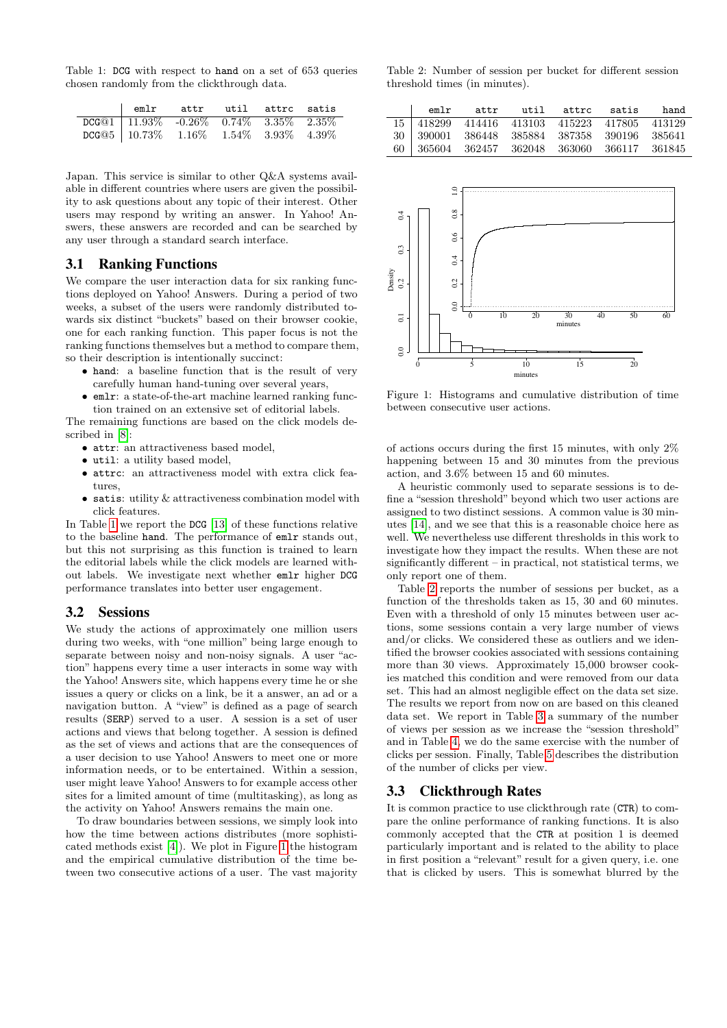Table 1: DCG with respect to hand on a set of 653 queries chosen randomly from the clickthrough data.

| | emlr | attr | util | attrc | satis |
|---|---|---|---|---|---|
| DCG@1 | 11.93% | -0.26% | 0.74% | 3.35% | 2.35% |
| DCG@5 | 10.73% | 1.16% | 1.54% | 3.93% | 4.39% |

Japan. This service is similar to other Q&A systems available in different countries where users are given the possibility to ask questions about any topic of their interest. Other users may respond by writing an answer. In Yahoo! Answers, these answers are recorded and can be searched by any user through a standard search interface.

## 3.1 Ranking Functions

We compare the user interaction data for six ranking functions deployed on Yahoo! Answers. During a period of two weeks, a subset of the users were randomly distributed towards six distinct "buckets" based on their browser cookie, one for each ranking function. This paper focus is not the ranking functions themselves but a method to compare them, so their description is intentionally succinct:

- hand: a baseline function that is the result of very carefully human hand-tuning over several years,
- emlr: a state-of-the-art machine learned ranking function trained on an extensive set of editorial labels.

The remaining functions are based on the click models described in [8]:

- attr: an attractiveness based model,
- util: a utility based model,
- attrc: an attractiveness model with extra click features,
- satis: utility & attractiveness combination model with click features.

In Table 1 we report the DCG [13] of these functions relative to the baseline hand. The performance of emlr stands out, but this not surprising as this function is trained to learn the editorial labels while the click models are learned without labels. We investigate next whether emlr higher DCG performance translates into better user engagement.

## 3.2 Sessions

We study the actions of approximately one million users during two weeks, with "one million" being large enough to separate between noisy and non-noisy signals. A user "action" happens every time a user interacts in some way with the Yahoo! Answers site, which happens every time he or she issues a query or clicks on a link, be it a answer, an ad or a navigation button. A "view" is defined as a page of search results (SERP) served to a user. A session is a set of user actions and views that belong together. A session is defined as the set of views and actions that are the consequences of a user decision to use Yahoo! Answers to meet one or more information needs, or to be entertained. Within a session, user might leave Yahoo! Answers to for example access other sites for a limited amount of time (multitasking), as long as the activity on Yahoo! Answers remains the main one.

To draw boundaries between sessions, we simply look into how the time between actions distributes (more sophisticated methods exist [4]). We plot in Figure 1 the histogram and the empirical cumulative distribution of the time between two consecutive actions of a user. The vast majority of actions occurs during the first 15 minutes, with only 2% happening between 15 and 30 minutes from the previous action, and 3.6% between 15 and 60 minutes.

Table 2: Number of session per bucket for different session threshold times (in minutes).

| | emlr | attr | util | attrc | satis | hand |
|---|---|---|---|---|---|---|
| 15 | 418299 | 414416 | 413103 | 415223 | 417805 | 413129 |
| 30 | 390001 | 386448 | 385884 | 387358 | 390196 | 385641 |
| 60 | 365604 | 362457 | 362048 | 363060 | 366117 | 361845 |

Figure 1: Histograms and cumulative distribution of time between consecutive user actions.

A heuristic commonly used to separate sessions is to define a "session threshold" beyond which two user actions are assigned to two distinct sessions. A common value is 30 minutes [14], and we see that this is a reasonable choice here as well. We nevertheless use different thresholds in this work to investigate how they impact the results. When these are not significantly different – in practical, not statistical terms, we only report one of them.

Table 2 reports the number of sessions per bucket, as a function of the thresholds taken as 15, 30 and 60 minutes. Even with a threshold of only 15 minutes between user actions, some sessions contain a very large number of views and/or clicks. We considered these as outliers and we identified the browser cookies associated with sessions containing more than 30 views. Approximately 15,000 browser cookies matched this condition and were removed from our data set. This had an almost negligible effect on the data set size. The results we report from now on are based on this cleaned data set. We report in Table 3 a summary of the number of views per session as we increase the "session threshold" and in Table 4, we do the same exercise with the number of clicks per session. Finally, Table 5 describes the distribution of the number of clicks per view.

## 3.3 Clickthrough Rates

It is common practice to use clickthrough rate (CTR) to compare the online performance of ranking functions. It is also commonly accepted that the CTR at position 1 is deemed particularly important and is related to the ability to place in first position a "relevant" result for a given query, i.e. one that is clicked by users. This is somewhat blurred by the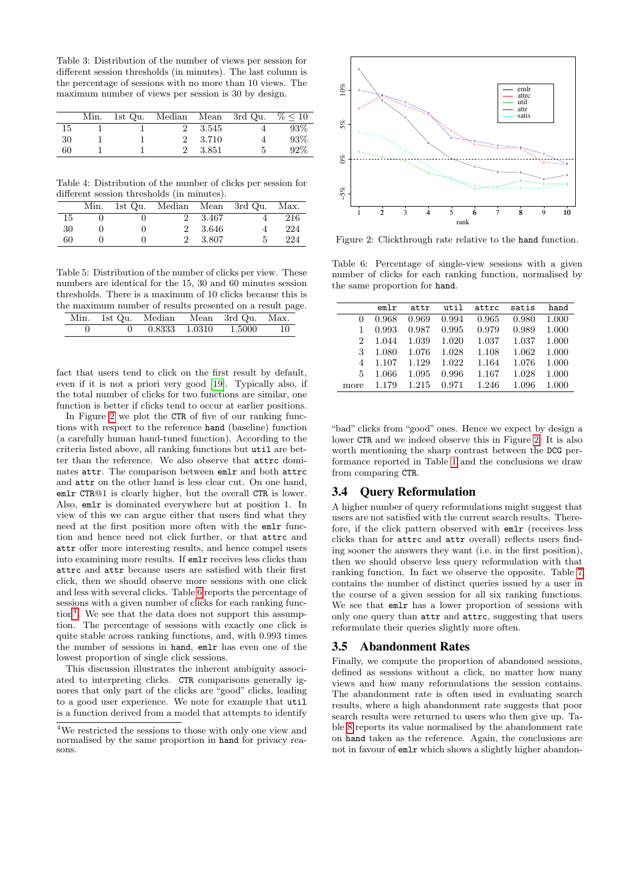Table 3: Distribution of the number of views per session for different session thresholds (in minutes). The last column is the percentage of sessions with no more than 10 views. The maximum number of views per session is 30 by design.

| | Min. | 1st Qu. | Median | Mean | 3rd Qu. | % ≤ 10 |
|---|---|---|---|---|---|---|
| 15 | 1 | 1 | 2 | 3.545 | 4 | 93% |
| 30 | 1 | 1 | 2 | 3.710 | 4 | 93% |
| 60 | 1 | 1 | 2 | 3.851 | 5 | 92% |

Table 4: Distribution of the number of clicks per session for different session thresholds (in minutes).

| | Min. | 1st Qu. | Median | Mean | 3rd Qu. | Max. |
|---|---|---|---|---|---|---|
| 15 | 0 | 0 | 2 | 3.467 | 4 | 216 |
| 30 | 0 | 0 | 2 | 3.646 | 4 | 224 |
| 60 | 0 | 0 | 2 | 3.807 | 5 | 224 |

Table 5: Distribution of the number of clicks per view. These numbers are identical for the 15, 30 and 60 minutes session thresholds. There is a maximum of 10 clicks because this is the maximum number of results presented on a result page.

| Min. | 1st Qu. | Median | Mean | 3rd Qu. | Max. |
|---|---|---|---|---|---|
| 0 | 0 | 0.8333 | 1.0310 | 1.5000 | 10 |

fact that users tend to click on the first result by default, even if it is not a priori very good [19]. Typically also, if the total number of clicks for two functions are similar, one function is better if clicks tend to occur at earlier positions.

In Figure 2 we plot the CTR of five of our ranking functions with respect to the reference hand (baseline) function (a carefully human hand-tuned function). According to the criteria listed above, all ranking functions but util are better than the reference. We also observe that attrc dominates attr. The comparison between emlr and both attrc and attr on the other hand is less clear cut. On one hand, emlr CTR@1 is clearly higher, but the overall CTR is lower. Also, emlr is dominated everywhere but at position 1. In view of this we can argue either that users find what they need at the first position more often with the emlr function and hence need not click further, or that attrc and attr offer more interesting results, and hence compel users into examining more results. If emlr receives less clicks than attrc and attr because users are satisfied with their first click, then we should observe more sessions with one click and less with several clicks. Table 6 reports the percentage of sessions with a given number of clicks for each ranking function[4]. We see that the data does not support this assumption. The percentage of sessions with exactly one click is quite stable across ranking functions, and, with 0.993 times the number of sessions in hand, emlr has even one of the lowest proportion of single click sessions.

This discussion illustrates the inherent ambiguity associated to interpreting clicks. CTR comparisons generally ignores that only part of the clicks are "good" clicks, leading to a good user experience. We note for example that util is a function derived from a model that attempts to identify "bad" clicks from "good" ones. Hence we expect by design a lower CTR and we indeed observe this in Figure 2. It is also worth mentioning the sharp contrast between the DCG performance reported in Table 1 and the conclusions we draw from comparing CTR.

[4] We restricted the sessions to those with only one view and normalised by the same proportion in hand for privacy reasons.

Figure 2: Clickthrough rate relative to the hand function.

Table 6: Percentage of single-view sessions with a given number of clicks for each ranking function, normalised by the same proportion for hand.

| | emlr | attr | util | attrc | satis | hand |
|---|---|---|---|---|---|---|
| 0 | 0.968 | 0.969 | 0.994 | 0.965 | 0.980 | 1.000 |
| 1 | 0.993 | 0.987 | 0.995 | 0.979 | 0.989 | 1.000 |
| 2 | 1.044 | 1.039 | 1.020 | 1.037 | 1.037 | 1.000 |
| 3 | 1.080 | 1.076 | 1.028 | 1.108 | 1.062 | 1.000 |
| 4 | 1.107 | 1.129 | 1.022 | 1.164 | 1.076 | 1.000 |
| 5 | 1.066 | 1.095 | 0.996 | 1.167 | 1.028 | 1.000 |
| more | 1.179 | 1.215 | 0.971 | 1.246 | 1.096 | 1.000 |

## 3.4 Query Reformulation

A higher number of query reformulations might suggest that users are not satisfied with the current search results. Therefore, if the click pattern observed with emlr (receives less clicks than for attrc and attr overall) reflects users finding sooner the answers they want (i.e. in the first position), then we should observe less query reformulation with that ranking function. In fact we observe the opposite. Table 7 contains the number of distinct queries issued by a user in the course of a given session for all six ranking functions. We see that emlr has a lower proportion of sessions with only one query than attr and attrc, suggesting that users reformulate their queries slightly more often.

## 3.5 Abandonment Rates

Finally, we compute the proportion of abandoned sessions, defined as sessions without a click, no matter how many views and how many reformulations the session contains. The abandonment rate is often used in evaluating search results, where a high abandonment rate suggests that poor search results were returned to users who then give up. Table 8 reports its value normalised by the abandonment rate on hand taken as the reference. Again, the conclusions are not in favour of emlr which shows a slightly higher abandon-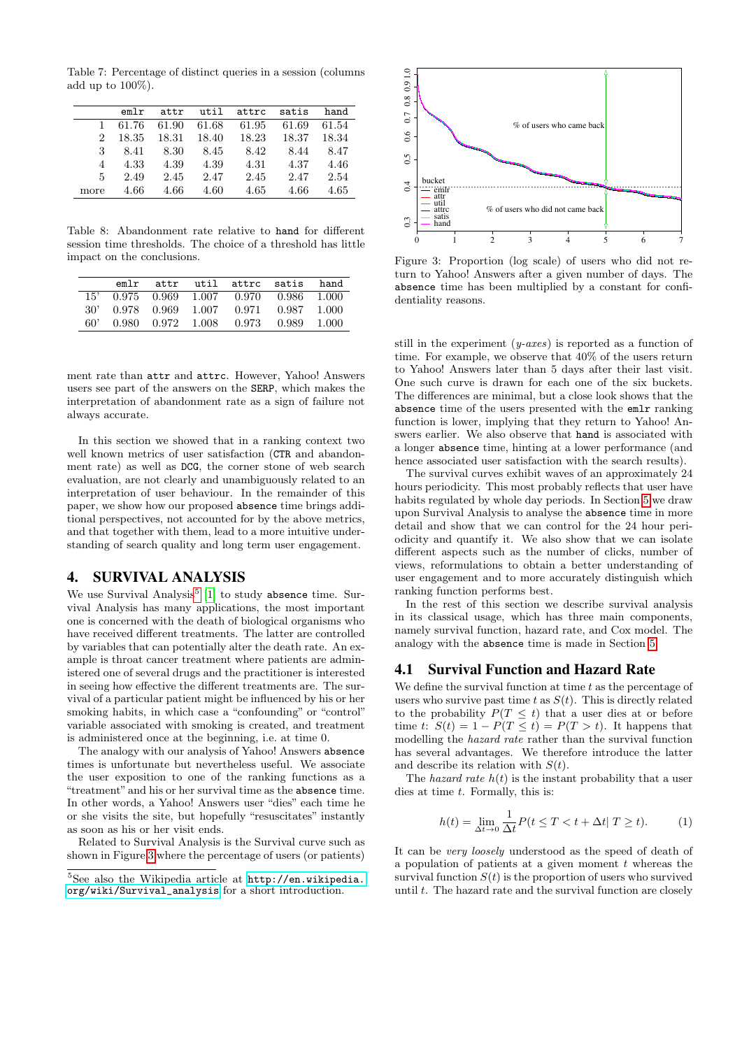Table 7: Percentage of distinct queries in a session (columns add up to 100%).

| | emlr | attr | util | attrc | satis | hand |
|---|---|---|---|---|---|---|
| 1 | 61.76 | 61.90 | 61.68 | 61.95 | 61.69 | 61.54 |
| 2 | 18.35 | 18.31 | 18.40 | 18.23 | 18.37 | 18.34 |
| 3 | 8.41 | 8.30 | 8.45 | 8.42 | 8.44 | 8.47 |
| 4 | 4.33 | 4.39 | 4.39 | 4.31 | 4.37 | 4.46 |
| 5 | 2.49 | 2.45 | 2.47 | 2.45 | 2.47 | 2.54 |
| more | 4.66 | 4.66 | 4.60 | 4.65 | 4.66 | 4.65 |

Table 8: Abandonment rate relative to `hand` for different session time thresholds. The choice of a threshold has little impact on the conclusions.

| | emlr | attr | util | attrc | satis | hand |
|---|---|---|---|---|---|---|
| 15' | 0.975 | 0.969 | 1.007 | 0.970 | 0.986 | 1.000 |
| 30' | 0.978 | 0.969 | 1.007 | 0.971 | 0.987 | 1.000 |
| 60' | 0.980 | 0.972 | 1.008 | 0.973 | 0.989 | 1.000 |

ment rate than `attr` and `attrc`. However, Yahoo! Answers users see part of the answers on the SERP, which makes the interpretation of abandonment rate as a sign of failure not always accurate.

In this section we showed that in a ranking context two well known metrics of user satisfaction (CTR and abandonment rate) as well as DCG, the corner stone of web search evaluation, are not clearly and unambiguously related to an interpretation of user behaviour. In the remainder of this paper, we show how our proposed `absence` time brings additional perspectives, not accounted for by the above metrics, and that together with them, lead to a more intuitive understanding of search quality and long term user engagement.

## 4. SURVIVAL ANALYSIS

We use Survival Analysis[5] [1] to study `absence` time. Survival Analysis has many applications, the most important one is concerned with the death of biological organisms who have received different treatments. The latter are controlled by variables that can potentially alter the death rate. An example is throat cancer treatment where patients are administered one of several drugs and the practitioner is interested in seeing how effective the different treatments are. The survival of a particular patient might be influenced by his or her smoking habits, in which case a "confounding" or "control" variable associated with smoking is created, and treatment is administered once at the beginning, i.e. at time 0.

The analogy with our analysis of Yahoo! Answers `absence` times is unfortunate but nevertheless useful. We associate the user exposition to one of the ranking functions as a "treatment" and his or her survival time as the `absence` time. In other words, a Yahoo! Answers user "dies" each time he or she visits the site, but hopefully "resuscitates" instantly as soon as his or her visit ends.

Related to Survival Analysis is the Survival curve such as shown in Figure 3 where the percentage of users (or patients)

[5] See also the Wikipedia article at http://en.wikipedia.org/wiki/Survival_analysis for a short introduction.

Figure 3: Proportion (log scale) of users who did not return to Yahoo! Answers after a given number of days. The `absence` time has been multiplied by a constant for confidentiality reasons.

still in the experiment (*y-axes*) is reported as a function of time. For example, we observe that 40% of the users return to Yahoo! Answers later than 5 days after their last visit. One such curve is drawn for each one of the six buckets. The differences are minimal, but a close look shows that the `absence` time of the users presented with the `emlr` ranking function is lower, implying that they return to Yahoo! Answers earlier. We also observe that `hand` is associated with a longer `absence` time, hinting at a lower performance (and hence associated user satisfaction with the search results).

The survival curves exhibit waves of an approximately 24 hours periodicity. This most probably reflects that user have habits regulated by whole day periods. In Section 5 we draw upon Survival Analysis to analyse the `absence` time in more detail and show that we can control for the 24 hour periodicity and quantify it. We also show that we can isolate different aspects such as the number of clicks, number of views, reformulations to obtain a better understanding of user engagement and to more accurately distinguish which ranking function performs best.

In the rest of this section we describe survival analysis in its classical usage, which has three main components, namely survival function, hazard rate, and Cox model. The analogy with the `absence` time is made in Section 5.

### 4.1 Survival Function and Hazard Rate

We define the survival function at time $t$ as the percentage of users who survive past time $t$ as $S(t)$. This is directly related to the probability $P(T \leq t)$ that a user dies at or before time $t$: $S(t) = 1 - P(T \leq t) = P(T > t)$. It happens that modelling the *hazard rate* rather than the survival function has several advantages. We therefore introduce the latter and describe its relation with $S(t)$.

The *hazard rate* $h(t)$ is the instant probability that a user dies at time $t$. Formally, this is:

$$h(t) = \lim_{\Delta t \to 0} \frac{1}{\Delta t} P(t \leq T < t + \Delta t | \ T \geq t). \qquad (1)$$

It can be *very loosely* understood as the speed of death of a population of patients at a given moment $t$ whereas the survival function $S(t)$ is the proportion of users who survived until $t$. The hazard rate and the survival function are closely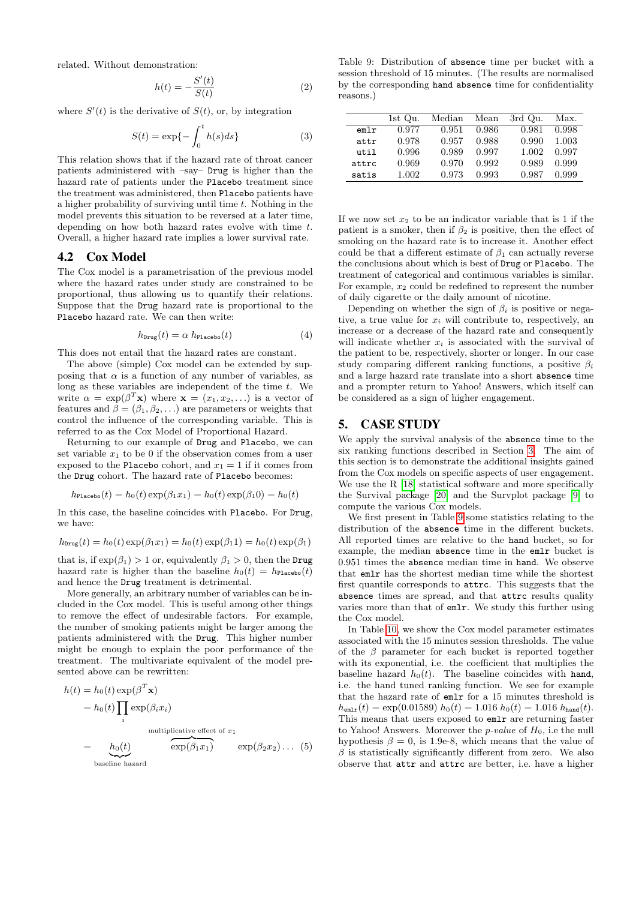related. Without demonstration:

$$h(t) = -\frac{S'(t)}{S(t)} \tag{2}$$

where $S'(t)$ is the derivative of $S(t)$, or, by integration

$$S(t) = \exp\{-\int_0^t h(s)ds\} \tag{3}$$

This relation shows that if the hazard rate of throat cancer patients administered with –say– `Drug` is higher than the hazard rate of patients under the `Placebo` treatment since the treatment was administered, then `Placebo` patients have a higher probability of surviving until time $t$. Nothing in the model prevents this situation to be reversed at a later time, depending on how both hazard rates evolve with time $t$. Overall, a higher hazard rate implies a lower survival rate.

## 4.2 Cox Model

The Cox model is a parametrisation of the previous model where the hazard rates under study are constrained to be proportional, thus allowing us to quantify their relations. Suppose that the `Drug` hazard rate is proportional to the `Placebo` hazard rate. We can then write:

$$h_{\texttt{Drug}}(t) = \alpha\ h_{\texttt{Placebo}}(t) \tag{4}$$

This does not entail that the hazard rates are constant.

The above (simple) Cox model can be extended by supposing that $\alpha$ is a function of any number of variables, as long as these variables are independent of the time $t$. We write $\alpha = \exp(\beta^T \mathbf{x})$ where $\mathbf{x} = (x_1, x_2, \ldots)$ is a vector of features and $\beta = (\beta_1, \beta_2, \ldots)$ are parameters or weights that control the influence of the corresponding variable. This is referred to as the Cox Model of Proportional Hazard.

Returning to our example of `Drug` and `Placebo`, we can set variable $x_1$ to be 0 if the observation comes from a user exposed to the `Placebo` cohort, and $x_1 = 1$ if it comes from the `Drug` cohort. The hazard rate of `Placebo` becomes:

$$h_{\texttt{Placebo}}(t) = h_0(t)\exp(\beta_1 x_1) = h_0(t)\exp(\beta_1 0) = h_0(t)$$

In this case, the baseline coincides with `Placebo`. For `Drug`, we have:

$$h_{\texttt{Drug}}(t) = h_0(t)\exp(\beta_1 x_1) = h_0(t)\exp(\beta_1 1) = h_0(t)\exp(\beta_1)$$

that is, if $\exp(\beta_1) > 1$ or, equivalently $\beta_1 > 0$, then the `Drug` hazard rate is higher than the baseline $h_0(t) = h_{\texttt{Placebo}}(t)$ and hence the `Drug` treatment is detrimental.

More generally, an arbitrary number of variables can be included in the Cox model. This is useful among other things to remove the effect of undesirable factors. For example, the number of smoking patients might be larger among the patients administered with the `Drug`. This higher number might be enough to explain the poor performance of the treatment. The multivariate equivalent of the model presented above can be rewritten:

$$\begin{aligned} h(t) &= h_0(t)\exp(\beta^T \mathbf{x}) \\ &= h_0(t)\prod_i \exp(\beta_i x_i) \\ &= \underbrace{h_0(t)}_{\text{baseline hazard}} \overbrace{\exp(\beta_1 x_1)}^{\text{multiplicative effect of } x_1} \exp(\beta_2 x_2)\ldots \end{aligned} \tag{5}$$

Table 9: Distribution of `absence` time per bucket with a session threshold of 15 minutes. (The results are normalised by the corresponding `hand` `absence` time for confidentiality reasons.)

| | 1st Qu. | Median | Mean | 3rd Qu. | Max. |
|---|---|---|---|---|---|
| `emlr` | 0.977 | 0.951 | 0.986 | 0.981 | 0.998 |
| `attr` | 0.978 | 0.957 | 0.988 | 0.990 | 1.003 |
| `util` | 0.996 | 0.989 | 0.997 | 1.002 | 0.997 |
| `attrc` | 0.969 | 0.970 | 0.992 | 0.989 | 0.999 |
| `satis` | 1.002 | 0.973 | 0.993 | 0.987 | 0.999 |

If we now set $x_2$ to be an indicator variable that is 1 if the patient is a smoker, then if $\beta_2$ is positive, then the effect of smoking on the hazard rate is to increase it. Another effect could be that a different estimate of $\beta_1$ can actually reverse the conclusions about which is best of `Drug` or `Placebo`. The treatment of categorical and continuous variables is similar. For example, $x_2$ could be redefined to represent the number of daily cigarette or the daily amount of nicotine.

Depending on whether the sign of $\beta_i$ is positive or negative, a true value for $x_i$ will contribute to, respectively, an increase or a decrease of the hazard rate and consequently will indicate whether $x_i$ is associated with the survival of the patient to be, respectively, shorter or longer. In our case study comparing different ranking functions, a positive $\beta_i$ and a large hazard rate translate into a short `absence` time and a prompter return to Yahoo! Answers, which itself can be considered as a sign of higher engagement.

# 5. CASE STUDY

We apply the survival analysis of the `absence` time to the six ranking functions described in Section 3. The aim of this section is to demonstrate the additional insights gained from the Cox models on specific aspects of user engagement. We use the R [18] statistical software and more specifically the Survival package [20] and the Survplot package [9] to compute the various Cox models.

We first present in Table 9 some statistics relating to the distribution of the `absence` time in the different buckets. All reported times are relative to the `hand` bucket, so for example, the median `absence` time in the `emlr` bucket is 0.951 times the `absence` median time in `hand`. We observe that `emlr` has the shortest median time while the shortest first quantile corresponds to `attrc`. This suggests that the `absence` times are spread, and that `attrc` results quality varies more than that of `emlr`. We study this further using the Cox model.

In Table 10, we show the Cox model parameter estimates associated with the 15 minutes session thresholds. The value of the $\beta$ parameter for each bucket is reported together with its exponential, i.e. the coefficient that multiplies the baseline hazard $h_0(t)$. The baseline coincides with `hand`, i.e. the hand tuned ranking function. We see for example that the hazard rate of `emlr` for a 15 minutes threshold is $h_{\texttt{emlr}}(t) = \exp(0.01589)\ h_0(t) = 1.016\ h_0(t) = 1.016\ h_{\texttt{hand}}(t)$. This means that users exposed to `emlr` are returning faster to Yahoo! Answers. Moreover the *p-value* of $H_0$, i.e the null hypothesis $\beta = 0$, is 1.9e-8, which means that the value of $\beta$ is statistically significantly different from zero. We also observe that `attr` and `attrc` are better, i.e. have a higher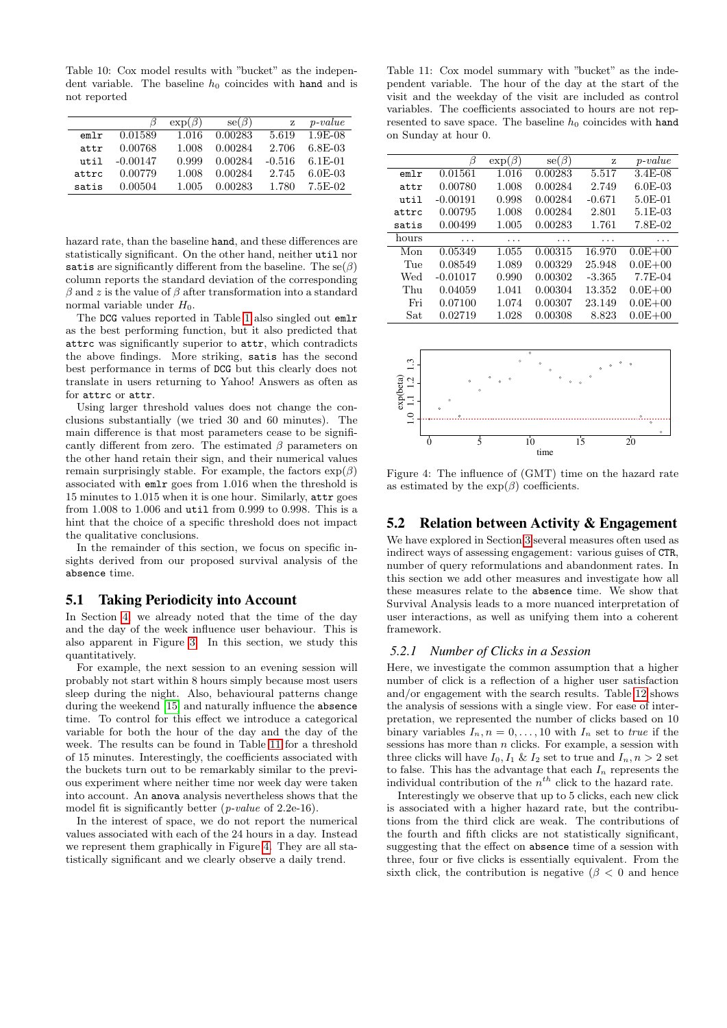Table 10: Cox model results with "bucket" as the independent variable. The baseline $h_0$ coincides with `hand` and is not reported

| | $\beta$ | $\exp(\beta)$ | se($\beta$) | z | *p-value* |
|---|---|---|---|---|---|
| `emlr` | 0.01589 | 1.016 | 0.00283 | 5.619 | 1.9E-08 |
| `attr` | 0.00768 | 1.008 | 0.00284 | 2.706 | 6.8E-03 |
| `util` | -0.00147 | 0.999 | 0.00284 | -0.516 | 6.1E-01 |
| `attrc` | 0.00779 | 1.008 | 0.00284 | 2.745 | 6.0E-03 |
| `satis` | 0.00504 | 1.005 | 0.00283 | 1.780 | 7.5E-02 |

hazard rate, than the baseline `hand`, and these differences are statistically significant. On the other hand, neither `util` nor `satis` are significantly different from the baseline. The se($\beta$) column reports the standard deviation of the corresponding $\beta$ and $z$ is the value of $\beta$ after transformation into a standard normal variable under $H_0$.

The DCG values reported in Table 1 also singled out `emlr` as the best performing function, but it also predicted that `attrc` was significantly superior to `attr`, which contradicts the above findings. More striking, `satis` has the second best performance in terms of DCG but this clearly does not translate in users returning to Yahoo! Answers as often as for `attrc` or `attr`.

Using larger threshold values does not change the conclusions substantially (we tried 30 and 60 minutes). The main difference is that most parameters cease to be significantly different from zero. The estimated $\beta$ parameters on the other hand retain their sign, and their numerical values remain surprisingly stable. For example, the factors $\exp(\beta)$ associated with `emlr` goes from 1.016 when the threshold is 15 minutes to 1.015 when it is one hour. Similarly, `attr` goes from 1.008 to 1.006 and `util` from 0.999 to 0.998. This is a hint that the choice of a specific threshold does not impact the qualitative conclusions.

In the remainder of this section, we focus on specific insights derived from our proposed survival analysis of the `absence` time.

## 5.1 Taking Periodicity into Account

In Section 4, we already noted that the time of the day and the day of the week influence user behaviour. This is also apparent in Figure 3. In this section, we study this quantitatively.

For example, the next session to an evening session will probably not start within 8 hours simply because most users sleep during the night. Also, behavioural patterns change during the weekend [15] and naturally influence the `absence` time. To control for this effect we introduce a categorical variable for both the hour of the day and the day of the week. The results can be found in Table 11 for a threshold of 15 minutes. Interestingly, the coefficients associated with the buckets turn out to be remarkably similar to the previous experiment where neither time nor week day were taken into account. An `anova` analysis nevertheless shows that the model fit is significantly better (*p-value* of 2.2e-16).

In the interest of space, we do not report the numerical values associated with each of the 24 hours in a day. Instead we represent them graphically in Figure 4. They are all statistically significant and we clearly observe a daily trend.

Table 11: Cox model summary with "bucket" as the independent variable. The hour of the day at the start of the visit and the weekday of the visit are included as control variables. The coefficients associated to hours are not represented to save space. The baseline $h_0$ coincides with `hand` on Sunday at hour 0.

| | $\beta$ | $\exp(\beta)$ | se($\beta$) | z | *p-value* |
|---|---|---|---|---|---|
| `emlr` | 0.01561 | 1.016 | 0.00283 | 5.517 | 3.4E-08 |
| `attr` | 0.00780 | 1.008 | 0.00284 | 2.749 | 6.0E-03 |
| `util` | -0.00191 | 0.998 | 0.00284 | -0.671 | 5.0E-01 |
| `attrc` | 0.00795 | 1.008 | 0.00284 | 2.801 | 5.1E-03 |
| `satis` | 0.00499 | 1.005 | 0.00283 | 1.761 | 7.8E-02 |
| hours | ... | ... | ... | ... | ... |
| Mon | 0.05349 | 1.055 | 0.00315 | 16.970 | 0.0E+00 |
| Tue | 0.08549 | 1.089 | 0.00329 | 25.948 | 0.0E+00 |
| Wed | -0.01017 | 0.990 | 0.00302 | -3.365 | 7.7E-04 |
| Thu | 0.04059 | 1.041 | 0.00304 | 13.352 | 0.0E+00 |
| Fri | 0.07100 | 1.074 | 0.00307 | 23.149 | 0.0E+00 |
| Sat | 0.02719 | 1.028 | 0.00308 | 8.823 | 0.0E+00 |

Figure 4: The influence of (GMT) time on the hazard rate as estimated by the $\exp(\beta)$ coefficients.

## 5.2 Relation between Activity & Engagement

We have explored in Section 3 several measures often used as indirect ways of assessing engagement: various guises of CTR, number of query reformulations and abandonment rates. In this section we add other measures and investigate how all these measures relate to the `absence` time. We show that Survival Analysis leads to a more nuanced interpretation of user interactions, as well as unifying them into a coherent framework.

### 5.2.1 Number of Clicks in a Session

Here, we investigate the common assumption that a higher number of click is a reflection of a higher user satisfaction and/or engagement with the search results. Table 12 shows the analysis of sessions with a single view. For ease of interpretation, we represented the number of clicks based on 10 binary variables $I_n, n = 0, \ldots, 10$ with $I_n$ set to *true* if the sessions has more than $n$ clicks. For example, a session with three clicks will have $I_0, I_1$ & $I_2$ set to true and $I_n, n > 2$ set to false. This has the advantage that each $I_n$ represents the individual contribution of the $n^{th}$ click to the hazard rate.

Interestingly we observe that up to 5 clicks, each new click is associated with a higher hazard rate, but the contributions from the third click are weak. The contributions of the fourth and fifth clicks are not statistically significant, suggesting that the effect on `absence` time of a session with three, four or five clicks is essentially equivalent. From the sixth click, the contribution is negative ($\beta < 0$ and hence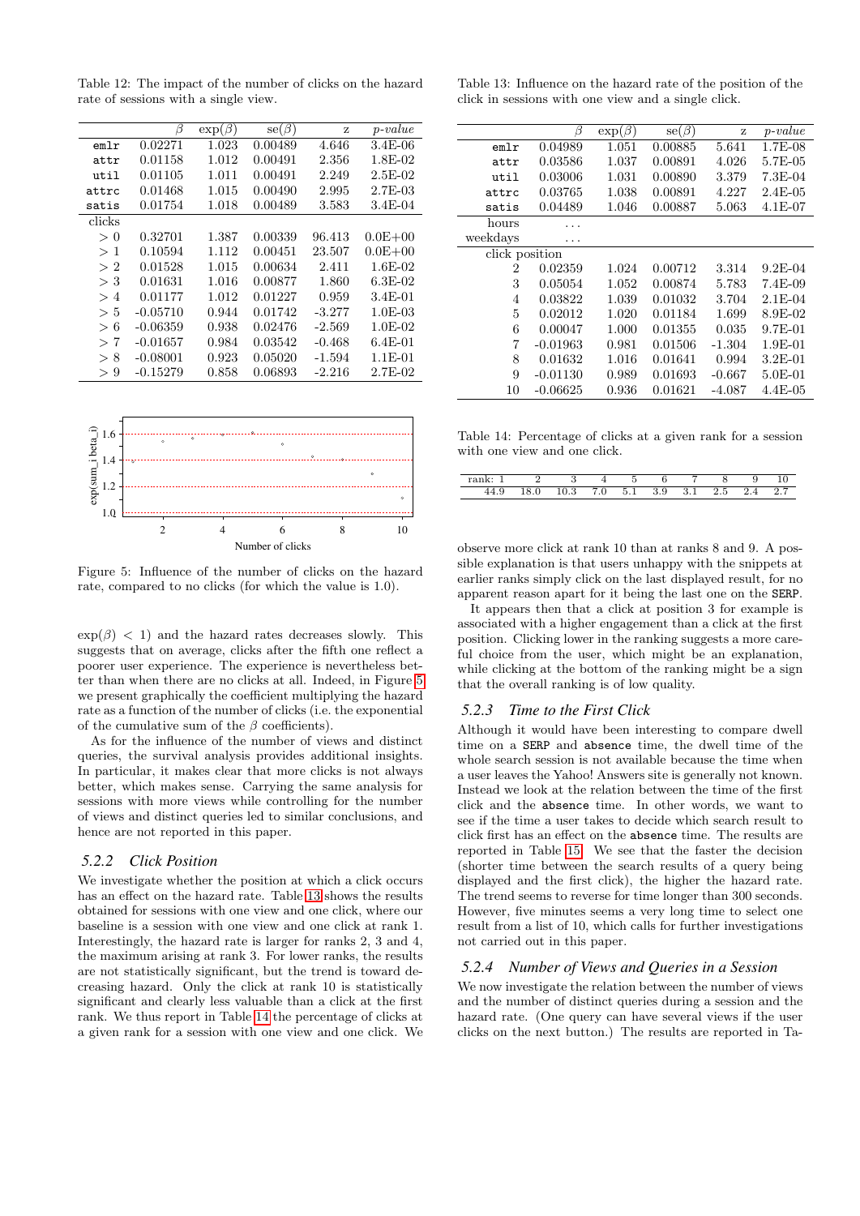Table 12: The impact of the number of clicks on the hazard rate of sessions with a single view.

| | $\beta$ | $\exp(\beta)$ | se($\beta$) | z | *p-value* |
|---|---|---|---|---|---|
| `emlr` | 0.02271 | 1.023 | 0.00489 | 4.646 | 3.4E-06 |
| `attr` | 0.01158 | 1.012 | 0.00491 | 2.356 | 1.8E-02 |
| `util` | 0.01105 | 1.011 | 0.00491 | 2.249 | 2.5E-02 |
| `attrc` | 0.01468 | 1.015 | 0.00490 | 2.995 | 2.7E-03 |
| `satis` | 0.01754 | 1.018 | 0.00489 | 3.583 | 3.4E-04 |
| clicks | | | | | |
| $> 0$ | 0.32701 | 1.387 | 0.00339 | 96.413 | 0.0E+00 |
| $> 1$ | 0.10594 | 1.112 | 0.00451 | 23.507 | 0.0E+00 |
| $> 2$ | 0.01528 | 1.015 | 0.00634 | 2.411 | 1.6E-02 |
| $> 3$ | 0.01631 | 1.016 | 0.00877 | 1.860 | 6.3E-02 |
| $> 4$ | 0.01177 | 1.012 | 0.01227 | 0.959 | 3.4E-01 |
| $> 5$ | -0.05710 | 0.944 | 0.01742 | -3.277 | 1.0E-03 |
| $> 6$ | -0.06359 | 0.938 | 0.02476 | -2.569 | 1.0E-02 |
| $> 7$ | -0.01657 | 0.984 | 0.03542 | -0.468 | 6.4E-01 |
| $> 8$ | -0.08001 | 0.923 | 0.05020 | -1.594 | 1.1E-01 |
| $> 9$ | -0.15279 | 0.858 | 0.06893 | -2.216 | 2.7E-02 |

Figure 5: Influence of the number of clicks on the hazard rate, compared to no clicks (for which the value is 1.0).

$\exp(\beta) < 1$) and the hazard rates decreases slowly. This suggests that on average, clicks after the fifth one reflect a poorer user experience. The experience is nevertheless better than when there are no clicks at all. Indeed, in Figure 5 we present graphically the coefficient multiplying the hazard rate as a function of the number of clicks (i.e. the exponential of the cumulative sum of the $\beta$ coefficients).

As for the influence of the number of views and distinct queries, the survival analysis provides additional insights. In particular, it makes clear that more clicks is not always better, which makes sense. Carrying the same analysis for sessions with more views while controlling for the number of views and distinct queries led to similar conclusions, and hence are not reported in this paper.

### 5.2.2 Click Position

We investigate whether the position at which a click occurs has an effect on the hazard rate. Table 13 shows the results obtained for sessions with one view and one click, where our baseline is a session with one view and one click at rank 1. Interestingly, the hazard rate is larger for ranks 2, 3 and 4, the maximum arising at rank 3. For lower ranks, the results are not statistically significant, but the trend is toward decreasing hazard. Only the click at rank 10 is statistically significant and clearly less valuable than a click at the first rank. We thus report in Table 14 the percentage of clicks at a given rank for a session with one view and one click. We observe more click at rank 10 than at ranks 8 and 9. A possible explanation is that users unhappy with the snippets at earlier ranks simply click on the last displayed result, for no apparent reason apart for it being the last one on the `SERP`.

It appears then that a click at position 3 for example is associated with a higher engagement than a click at the first position. Clicking lower in the ranking suggests a more careful choice from the user, which might be an explanation, while clicking at the bottom of the ranking might be a sign that the overall ranking is of low quality.

Table 13: Influence on the hazard rate of the position of the click in sessions with one view and a single click.

| | $\beta$ | $\exp(\beta)$ | se($\beta$) | z | *p-value* |
|---|---|---|---|---|---|
| `emlr` | 0.04989 | 1.051 | 0.00885 | 5.641 | 1.7E-08 |
| `attr` | 0.03586 | 1.037 | 0.00891 | 4.026 | 5.7E-05 |
| `util` | 0.03006 | 1.031 | 0.00890 | 3.379 | 7.3E-04 |
| `attrc` | 0.03765 | 1.038 | 0.00891 | 4.227 | 2.4E-05 |
| `satis` | 0.04489 | 1.046 | 0.00887 | 5.063 | 4.1E-07 |
| hours | ... | | | | |
| weekdays | ... | | | | |
| click position | | | | | |
| 2 | 0.02359 | 1.024 | 0.00712 | 3.314 | 9.2E-04 |
| 3 | 0.05054 | 1.052 | 0.00874 | 5.783 | 7.4E-09 |
| 4 | 0.03822 | 1.039 | 0.01032 | 3.704 | 2.1E-04 |
| 5 | 0.02012 | 1.020 | 0.01184 | 1.699 | 8.9E-02 |
| 6 | 0.00047 | 1.000 | 0.01355 | 0.035 | 9.7E-01 |
| 7 | -0.01963 | 0.981 | 0.01506 | -1.304 | 1.9E-01 |
| 8 | 0.01632 | 1.016 | 0.01641 | 0.994 | 3.2E-01 |
| 9 | -0.01130 | 0.989 | 0.01693 | -0.667 | 5.0E-01 |
| 10 | -0.06625 | 0.936 | 0.01621 | -4.087 | 4.4E-05 |

Table 14: Percentage of clicks at a given rank for a session with one view and one click.

| rank: 1 | 2 | 3 | 4 | 5 | 6 | 7 | 8 | 9 | 10 |
|---|---|---|---|---|---|---|---|---|---|
| 44.9 | 18.0 | 10.3 | 7.0 | 5.1 | 3.9 | 3.1 | 2.5 | 2.4 | 2.7 |

### 5.2.3 Time to the First Click

Although it would have been interesting to compare dwell time on a `SERP` and `absence` time, the dwell time of the whole search session is not available because the time when a user leaves the Yahoo! Answers site is generally not known. Instead we look at the relation between the time of the first click and the `absence` time. In other words, we want to see if the time a user takes to decide which search result to click first has an effect on the `absence` time. The results are reported in Table 15. We see that the faster the decision (shorter time between the search results of a query being displayed and the first click), the higher the hazard rate. The trend seems to reverse for time longer than 300 seconds. However, five minutes seems a very long time to select one result from a list of 10, which calls for further investigations not carried out in this paper.

### 5.2.4 Number of Views and Queries in a Session

We now investigate the relation between the number of views and the number of distinct queries during a session and the hazard rate. (One query can have several views if the user clicks on the next button.) The results are reported in Ta-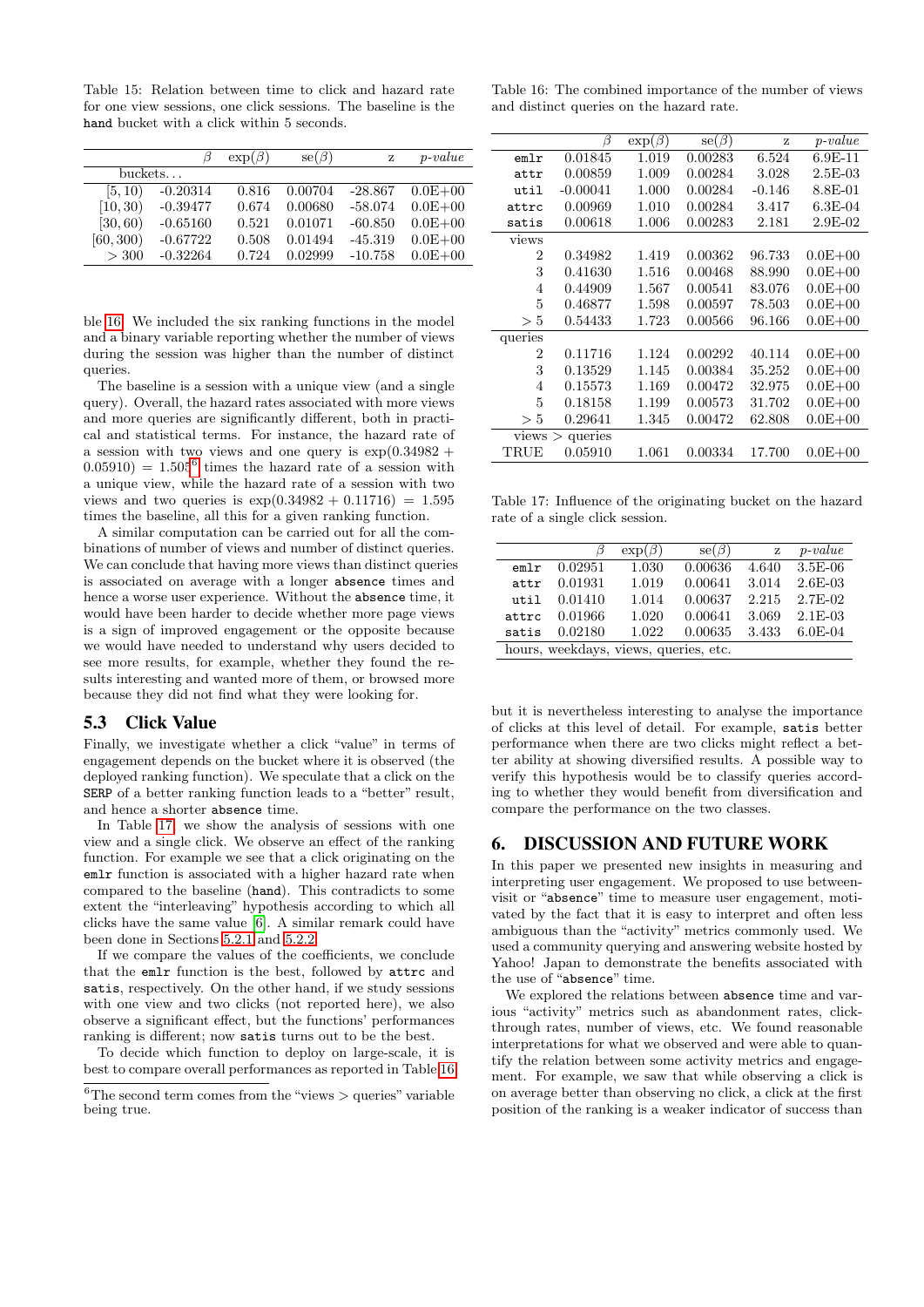Table 15: Relation between time to click and hazard rate for one view sessions, one click sessions. The baseline is the `hand` bucket with a click within 5 seconds.

| | $\beta$ | $\exp(\beta)$ | se($\beta$) | z | *p-value* |
|---|---|---|---|---|---|
| buckets... | | | | | |
| [5, 10) | -0.20314 | 0.816 | 0.00704 | -28.867 | 0.0E+00 |
| [10, 30) | -0.39477 | 0.674 | 0.00680 | -58.074 | 0.0E+00 |
| [30, 60) | -0.65160 | 0.521 | 0.01071 | -60.850 | 0.0E+00 |
| [60, 300) | -0.67722 | 0.508 | 0.01494 | -45.319 | 0.0E+00 |
| > 300 | -0.32264 | 0.724 | 0.02999 | -10.758 | 0.0E+00 |

ble 16. We included the six ranking functions in the model and a binary variable reporting whether the number of views during the session was higher than the number of distinct queries.

The baseline is a session with a unique view (and a single query). Overall, the hazard rates associated with more views and more queries are significantly different, both in practical and statistical terms. For instance, the hazard rate of a session with two views and one query is $\exp(0.34982 + 0.05910) = 1.505$[6] times the hazard rate of a session with a unique view, while the hazard rate of a session with two views and two queries is $\exp(0.34982 + 0.11716) = 1.595$ times the baseline, all this for a given ranking function.

A similar computation can be carried out for all the combinations of number of views and number of distinct queries. We can conclude that having more views than distinct queries is associated on average with a longer `absence` times and hence a worse user experience. Without the `absence` time, it would have been harder to decide whether more page views is a sign of improved engagement or the opposite because we would have needed to understand why users decided to see more results, for example, whether they found the results interesting and wanted more of them, or browsed more because they did not find what they were looking for.

## 5.3 Click Value

Finally, we investigate whether a click "value" in terms of engagement depends on the bucket where it is observed (the deployed ranking function). We speculate that a click on the SERP of a better ranking function leads to a "better" result, and hence a shorter `absence` time.

In Table 17, we show the analysis of sessions with one view and a single click. We observe an effect of the ranking function. For example we see that a click originating on the `emlr` function is associated with a higher hazard rate when compared to the baseline (`hand`). This contradicts to some extent the "interleaving" hypothesis according to which all clicks have the same value [6]. A similar remark could have been done in Sections 5.2.1 and 5.2.2.

If we compare the values of the coefficients, we conclude that the `emlr` function is the best, followed by `attrc` and `satis`, respectively. On the other hand, if we study sessions with one view and two clicks (not reported here), we also observe a significant effect, but the functions' performances ranking is different; now `satis` turns out to be the best.

To decide which function to deploy on large-scale, it is best to compare overall performances as reported in Table 16,

[6] The second term comes from the "views > queries" variable being true.

Table 16: The combined importance of the number of views and distinct queries on the hazard rate.

| | $\beta$ | $\exp(\beta)$ | se($\beta$) | z | *p-value* |
|---|---|---|---|---|---|
| `emlr` | 0.01845 | 1.019 | 0.00283 | 6.524 | 6.9E-11 |
| `attr` | 0.00859 | 1.009 | 0.00284 | 3.028 | 2.5E-03 |
| `util` | -0.00041 | 1.000 | 0.00284 | -0.146 | 8.8E-01 |
| `attrc` | 0.00969 | 1.010 | 0.00284 | 3.417 | 6.3E-04 |
| `satis` | 0.00618 | 1.006 | 0.00283 | 2.181 | 2.9E-02 |
| views | | | | | |
| 2 | 0.34982 | 1.419 | 0.00362 | 96.733 | 0.0E+00 |
| 3 | 0.41630 | 1.516 | 0.00468 | 88.990 | 0.0E+00 |
| 4 | 0.44909 | 1.567 | 0.00541 | 83.076 | 0.0E+00 |
| 5 | 0.46877 | 1.598 | 0.00597 | 78.503 | 0.0E+00 |
| > 5 | 0.54433 | 1.723 | 0.00566 | 96.166 | 0.0E+00 |
| queries | | | | | |
| 2 | 0.11716 | 1.124 | 0.00292 | 40.114 | 0.0E+00 |
| 3 | 0.13529 | 1.145 | 0.00384 | 35.252 | 0.0E+00 |
| 4 | 0.15573 | 1.169 | 0.00472 | 32.975 | 0.0E+00 |
| 5 | 0.18158 | 1.199 | 0.00573 | 31.702 | 0.0E+00 |
| > 5 | 0.29641 | 1.345 | 0.00472 | 62.808 | 0.0E+00 |
| views > queries | | | | | |
| TRUE | 0.05910 | 1.061 | 0.00334 | 17.700 | 0.0E+00 |

Table 17: Influence of the originating bucket on the hazard rate of a single click session.

| | $\beta$ | $\exp(\beta)$ | se($\beta$) | z | *p-value* |
|---|---|---|---|---|---|
| `emlr` | 0.02951 | 1.030 | 0.00636 | 4.640 | 3.5E-06 |
| `attr` | 0.01931 | 1.019 | 0.00641 | 3.014 | 2.6E-03 |
| `util` | 0.01410 | 1.014 | 0.00637 | 2.215 | 2.7E-02 |
| `attrc` | 0.01966 | 1.020 | 0.00641 | 3.069 | 2.1E-03 |
| `satis` | 0.02180 | 1.022 | 0.00635 | 3.433 | 6.0E-04 |
| hours, weekdays, views, queries, etc. | | | | | |

but it is nevertheless interesting to analyse the importance of clicks at this level of detail. For example, `satis` better performance when there are two clicks might reflect a better ability at showing diversified results. A possible way to verify this hypothesis would be to classify queries according to whether they would benefit from diversification and compare the performance on the two classes.

# 6. DISCUSSION AND FUTURE WORK

In this paper we presented new insights in measuring and interpreting user engagement. We proposed to use between-visit or "`absence`" time to measure user engagement, motivated by the fact that it is easy to interpret and often less ambiguous than the "activity" metrics commonly used. We used a community querying and answering website hosted by Yahoo! Japan to demonstrate the benefits associated with the use of "`absence`" time.

We explored the relations between `absence` time and various "activity" metrics such as abandonment rates, click-through rates, number of views, etc. We found reasonable interpretations for what we observed and were able to quantify the relation between some activity metrics and engagement. For example, we saw that while observing a click is on average better than observing no click, a click at the first position of the ranking is a weaker indicator of success than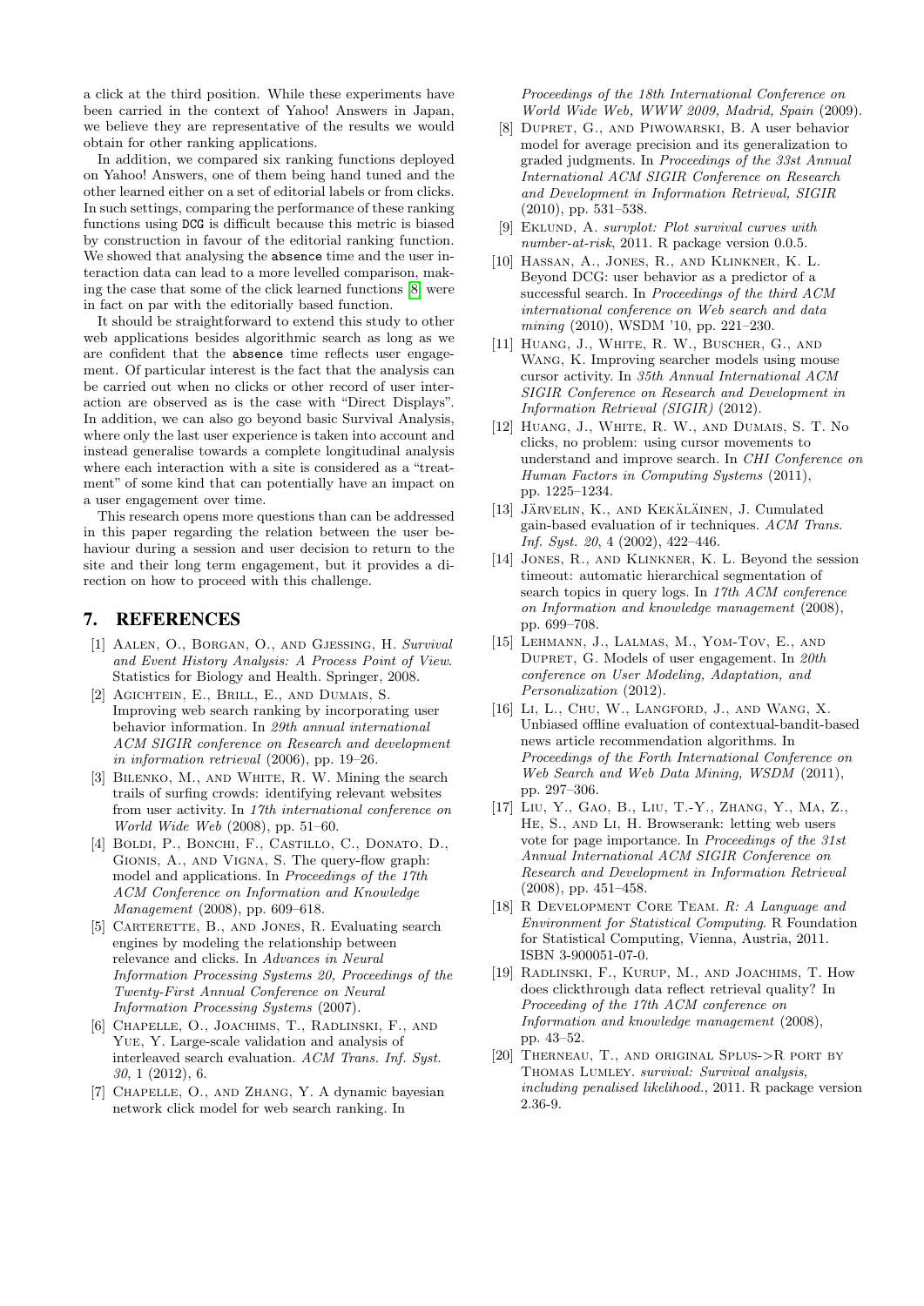a click at the third position. While these experiments have been carried in the context of Yahoo! Answers in Japan, we believe they are representative of the results we would obtain for other ranking applications.

In addition, we compared six ranking functions deployed on Yahoo! Answers, one of them being hand tuned and the other learned either on a set of editorial labels or from clicks. In such settings, comparing the performance of these ranking functions using DCG is difficult because this metric is biased by construction in favour of the editorial ranking function. We showed that analysing the absence time and the user interaction data can lead to a more levelled comparison, making the case that some of the click learned functions [8] were in fact on par with the editorially based function.

It should be straightforward to extend this study to other web applications besides algorithmic search as long as we are confident that the absence time reflects user engagement. Of particular interest is the fact that the analysis can be carried out when no clicks or other record of user interaction are observed as is the case with "Direct Displays". In addition, we can also go beyond basic Survival Analysis, where only the last user experience is taken into account and instead generalise towards a complete longitudinal analysis where each interaction with a site is considered as a "treatment" of some kind that can potentially have an impact on a user engagement over time.

This research opens more questions than can be addressed in this paper regarding the relation between the user behaviour during a session and user decision to return to the site and their long term engagement, but it provides a direction on how to proceed with this challenge.

## 7. REFERENCES

[1] Aalen, O., Borgan, O., and Gjessing, H. *Survival and Event History Analysis: A Process Point of View*. Statistics for Biology and Health. Springer, 2008.

[2] Agichtein, E., Brill, E., and Dumais, S. Improving web search ranking by incorporating user behavior information. In *29th annual international ACM SIGIR conference on Research and development in information retrieval* (2006), pp. 19–26.

[3] Bilenko, M., and White, R. W. Mining the search trails of surfing crowds: identifying relevant websites from user activity. In *17th international conference on World Wide Web* (2008), pp. 51–60.

[4] Boldi, P., Bonchi, F., Castillo, C., Donato, D., Gionis, A., and Vigna, S. The query-flow graph: model and applications. In *Proceedings of the 17th ACM Conference on Information and Knowledge Management* (2008), pp. 609–618.

[5] Carterette, B., and Jones, R. Evaluating search engines by modeling the relationship between relevance and clicks. In *Advances in Neural Information Processing Systems 20, Proceedings of the Twenty-First Annual Conference on Neural Information Processing Systems* (2007).

[6] Chapelle, O., Joachims, T., Radlinski, F., and Yue, Y. Large-scale validation and analysis of interleaved search evaluation. *ACM Trans. Inf. Syst. 30*, 1 (2012), 6.

[7] Chapelle, O., and Zhang, Y. A dynamic bayesian network click model for web search ranking. In *Proceedings of the 18th International Conference on World Wide Web, WWW 2009, Madrid, Spain* (2009).

[8] Dupret, G., and Piwowarski, B. A user behavior model for average precision and its generalization to graded judgments. In *Proceedings of the 33st Annual International ACM SIGIR Conference on Research and Development in Information Retrieval, SIGIR* (2010), pp. 531–538.

[9] Eklund, A. *survplot: Plot survival curves with number-at-risk*, 2011. R package version 0.0.5.

[10] Hassan, A., Jones, R., and Klinkner, K. L. Beyond DCG: user behavior as a predictor of a successful search. In *Proceedings of the third ACM international conference on Web search and data mining* (2010), WSDM '10, pp. 221–230.

[11] Huang, J., White, R. W., Buscher, G., and Wang, K. Improving searcher models using mouse cursor activity. In *35th Annual International ACM SIGIR Conference on Research and Development in Information Retrieval (SIGIR)* (2012).

[12] Huang, J., White, R. W., and Dumais, S. T. No clicks, no problem: using cursor movements to understand and improve search. In *CHI Conference on Human Factors in Computing Systems* (2011), pp. 1225–1234.

[13] Järvelin, K., and Kekäläinen, J. Cumulated gain-based evaluation of ir techniques. *ACM Trans. Inf. Syst. 20*, 4 (2002), 422–446.

[14] Jones, R., and Klinkner, K. L. Beyond the session timeout: automatic hierarchical segmentation of search topics in query logs. In *17th ACM conference on Information and knowledge management* (2008), pp. 699–708.

[15] Lehmann, J., Lalmas, M., Yom-Tov, E., and Dupret, G. Models of user engagement. In *20th conference on User Modeling, Adaptation, and Personalization* (2012).

[16] Li, L., Chu, W., Langford, J., and Wang, X. Unbiased offline evaluation of contextual-bandit-based news article recommendation algorithms. In *Proceedings of the Forth International Conference on Web Search and Web Data Mining, WSDM* (2011), pp. 297–306.

[17] Liu, Y., Gao, B., Liu, T.-Y., Zhang, Y., Ma, Z., He, S., and Li, H. Browserank: letting web users vote for page importance. In *Proceedings of the 31st Annual International ACM SIGIR Conference on Research and Development in Information Retrieval* (2008), pp. 451–458.

[18] R Development Core Team. *R: A Language and Environment for Statistical Computing*. R Foundation for Statistical Computing, Vienna, Austria, 2011. ISBN 3-900051-07-0.

[19] Radlinski, F., Kurup, M., and Joachims, T. How does clickthrough data reflect retrieval quality? In *Proceeding of the 17th ACM conference on Information and knowledge management* (2008), pp. 43–52.

[20] Therneau, T., and original Splus->R port by Thomas Lumley. *survival: Survival analysis, including penalised likelihood.*, 2011. R package version 2.36-9.